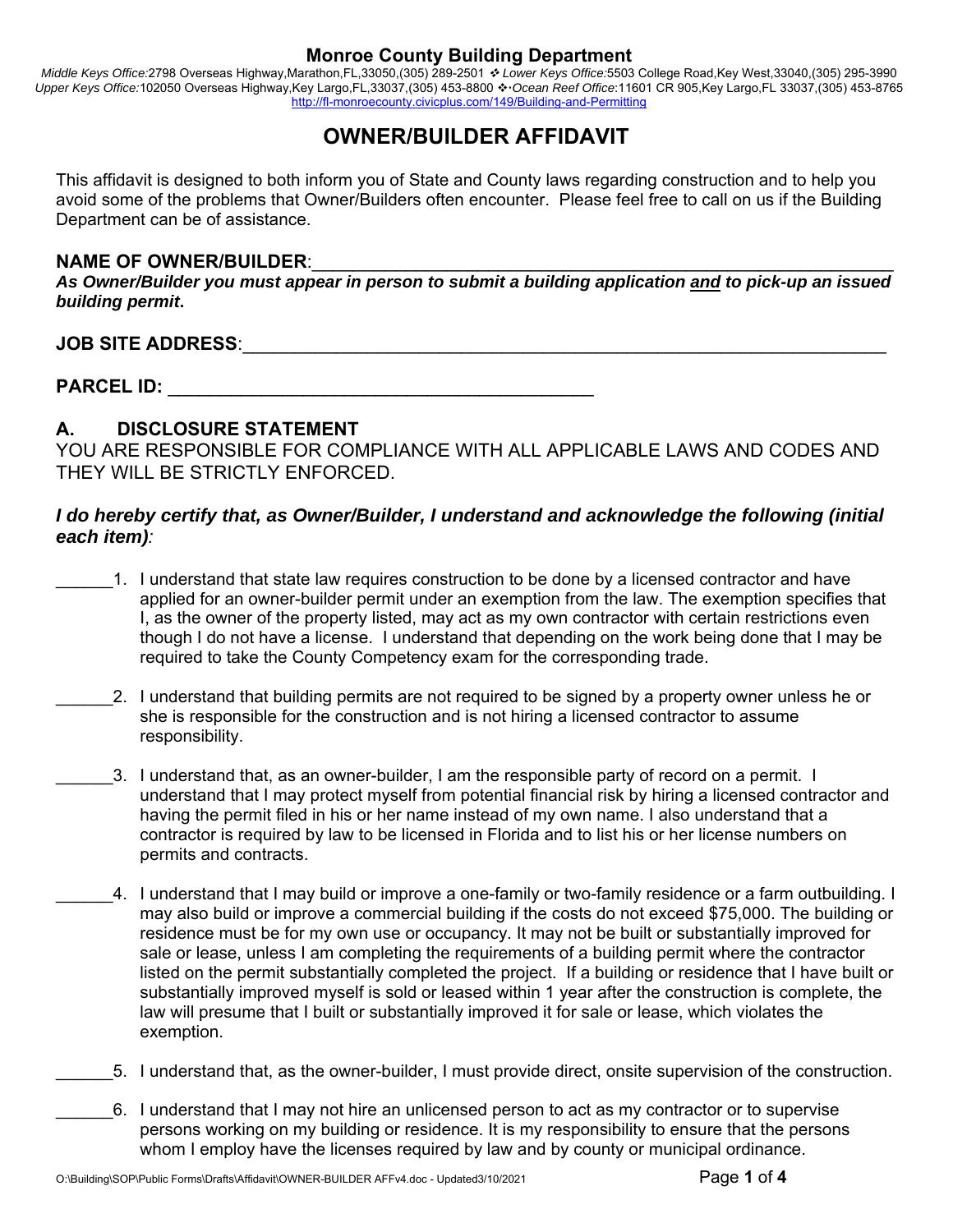# Monroe County Building Department

*Middle Keys Office:*2798 Overseas Highway,Marathon,FL,33050,(305) 289-2501 ❖ *Lower Keys Office:*5503 College Road,Key West,33040,(305) 295-3990
*Upper Keys Office:*102050 Overseas Highway,Key Largo,FL,33037,(305) 453-8800 ❖ *Ocean Reef Office:*11601 CR 905,Key Largo,FL 33037,(305) 453-8765
http://fl-monroecounty.civicplus.com/149/Building-and-Permitting

## OWNER/BUILDER AFFIDAVIT

This affidavit is designed to both inform you of State and County laws regarding construction and to help you avoid some of the problems that Owner/Builders often encounter. Please feel free to call on us if the Building Department can be of assistance.

**NAME OF OWNER/BUILDER**:\_\_\_\_\_\_\_\_\_\_\_\_\_\_\_\_\_\_\_\_\_\_\_\_\_\_\_\_\_\_\_\_\_\_\_\_\_\_\_\_\_\_\_\_\_\_\_\_\_\_\_\_\_\_\_\_

***As Owner/Builder you must appear in person to submit a building application <u>and</u> to pick-up an issued building permit.***

**JOB SITE ADDRESS**:\_\_\_\_\_\_\_\_\_\_\_\_\_\_\_\_\_\_\_\_\_\_\_\_\_\_\_\_\_\_\_\_\_\_\_\_\_\_\_\_\_\_\_\_\_\_\_\_\_\_\_\_\_\_\_\_\_\_\_\_

**PARCEL ID:** \_\_\_\_\_\_\_\_\_\_\_\_\_\_\_\_\_\_\_\_\_\_\_\_\_\_\_\_\_\_\_\_\_\_\_\_\_\_\_\_\_\_

### A. DISCLOSURE STATEMENT

YOU ARE RESPONSIBLE FOR COMPLIANCE WITH ALL APPLICABLE LAWS AND CODES AND THEY WILL BE STRICTLY ENFORCED.

***I do hereby certify that, as Owner/Builder, I understand and acknowledge the following (initial each item):***

\_\_\_\_\_\_1. I understand that state law requires construction to be done by a licensed contractor and have applied for an owner-builder permit under an exemption from the law. The exemption specifies that I, as the owner of the property listed, may act as my own contractor with certain restrictions even though I do not have a license. I understand that depending on the work being done that I may be required to take the County Competency exam for the corresponding trade.

\_\_\_\_\_\_2. I understand that building permits are not required to be signed by a property owner unless he or she is responsible for the construction and is not hiring a licensed contractor to assume responsibility.

\_\_\_\_\_\_3. I understand that, as an owner-builder, I am the responsible party of record on a permit. I understand that I may protect myself from potential financial risk by hiring a licensed contractor and having the permit filed in his or her name instead of my own name. I also understand that a contractor is required by law to be licensed in Florida and to list his or her license numbers on permits and contracts.

\_\_\_\_\_\_4. I understand that I may build or improve a one-family or two-family residence or a farm outbuilding. I may also build or improve a commercial building if the costs do not exceed $75,000. The building or residence must be for my own use or occupancy. It may not be built or substantially improved for sale or lease, unless I am completing the requirements of a building permit where the contractor listed on the permit substantially completed the project. If a building or residence that I have built or substantially improved myself is sold or leased within 1 year after the construction is complete, the law will presume that I built or substantially improved it for sale or lease, which violates the exemption.

\_\_\_\_\_\_5. I understand that, as the owner-builder, I must provide direct, onsite supervision of the construction.

\_\_\_\_\_\_6. I understand that I may not hire an unlicensed person to act as my contractor or to supervise persons working on my building or residence. It is my responsibility to ensure that the persons whom I employ have the licenses required by law and by county or municipal ordinance.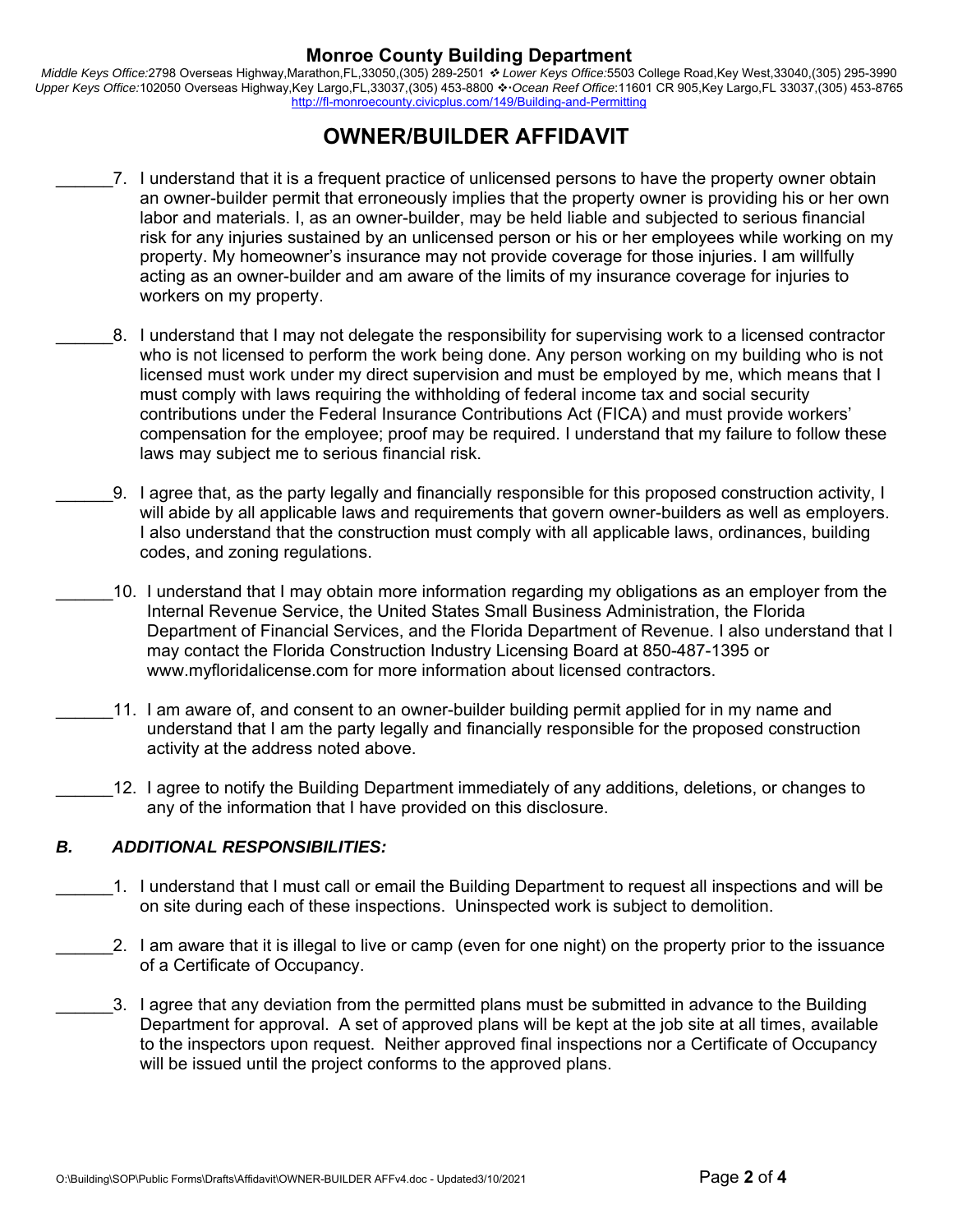# Monroe County Building Department

*Middle Keys Office:*2798 Overseas Highway,Marathon,FL,33050,(305) 289-2501 ❖ *Lower Keys Office:*5503 College Road,Key West,33040,(305) 295-3990
*Upper Keys Office:*102050 Overseas Highway,Key Largo,FL,33037,(305) 453-8800 ❖ *Ocean Reef Office*:11601 CR 905,Key Largo,FL 33037,(305) 453-8765
http://fl-monroecounty.civicplus.com/149/Building-and-Permitting

## OWNER/BUILDER AFFIDAVIT

______7. I understand that it is a frequent practice of unlicensed persons to have the property owner obtain an owner-builder permit that erroneously implies that the property owner is providing his or her own labor and materials. I, as an owner-builder, may be held liable and subjected to serious financial risk for any injuries sustained by an unlicensed person or his or her employees while working on my property. My homeowner's insurance may not provide coverage for those injuries. I am willfully acting as an owner-builder and am aware of the limits of my insurance coverage for injuries to workers on my property.

______8. I understand that I may not delegate the responsibility for supervising work to a licensed contractor who is not licensed to perform the work being done. Any person working on my building who is not licensed must work under my direct supervision and must be employed by me, which means that I must comply with laws requiring the withholding of federal income tax and social security contributions under the Federal Insurance Contributions Act (FICA) and must provide workers' compensation for the employee; proof may be required. I understand that my failure to follow these laws may subject me to serious financial risk.

______9. I agree that, as the party legally and financially responsible for this proposed construction activity, I will abide by all applicable laws and requirements that govern owner-builders as well as employers. I also understand that the construction must comply with all applicable laws, ordinances, building codes, and zoning regulations.

______10. I understand that I may obtain more information regarding my obligations as an employer from the Internal Revenue Service, the United States Small Business Administration, the Florida Department of Financial Services, and the Florida Department of Revenue. I also understand that I may contact the Florida Construction Industry Licensing Board at 850-487-1395 or www.myfloridalicense.com for more information about licensed contractors.

______11. I am aware of, and consent to an owner-builder building permit applied for in my name and understand that I am the party legally and financially responsible for the proposed construction activity at the address noted above.

______12. I agree to notify the Building Department immediately of any additions, deletions, or changes to any of the information that I have provided on this disclosure.

### *B. ADDITIONAL RESPONSIBILITIES:*

______1. I understand that I must call or email the Building Department to request all inspections and will be on site during each of these inspections. Uninspected work is subject to demolition.

______2. I am aware that it is illegal to live or camp (even for one night) on the property prior to the issuance of a Certificate of Occupancy.

______3. I agree that any deviation from the permitted plans must be submitted in advance to the Building Department for approval. A set of approved plans will be kept at the job site at all times, available to the inspectors upon request. Neither approved final inspections nor a Certificate of Occupancy will be issued until the project conforms to the approved plans.

O:\Building\SOP\Public Forms\Drafts\Affidavit\OWNER-BUILDER AFFv4.doc - Updated3/10/2021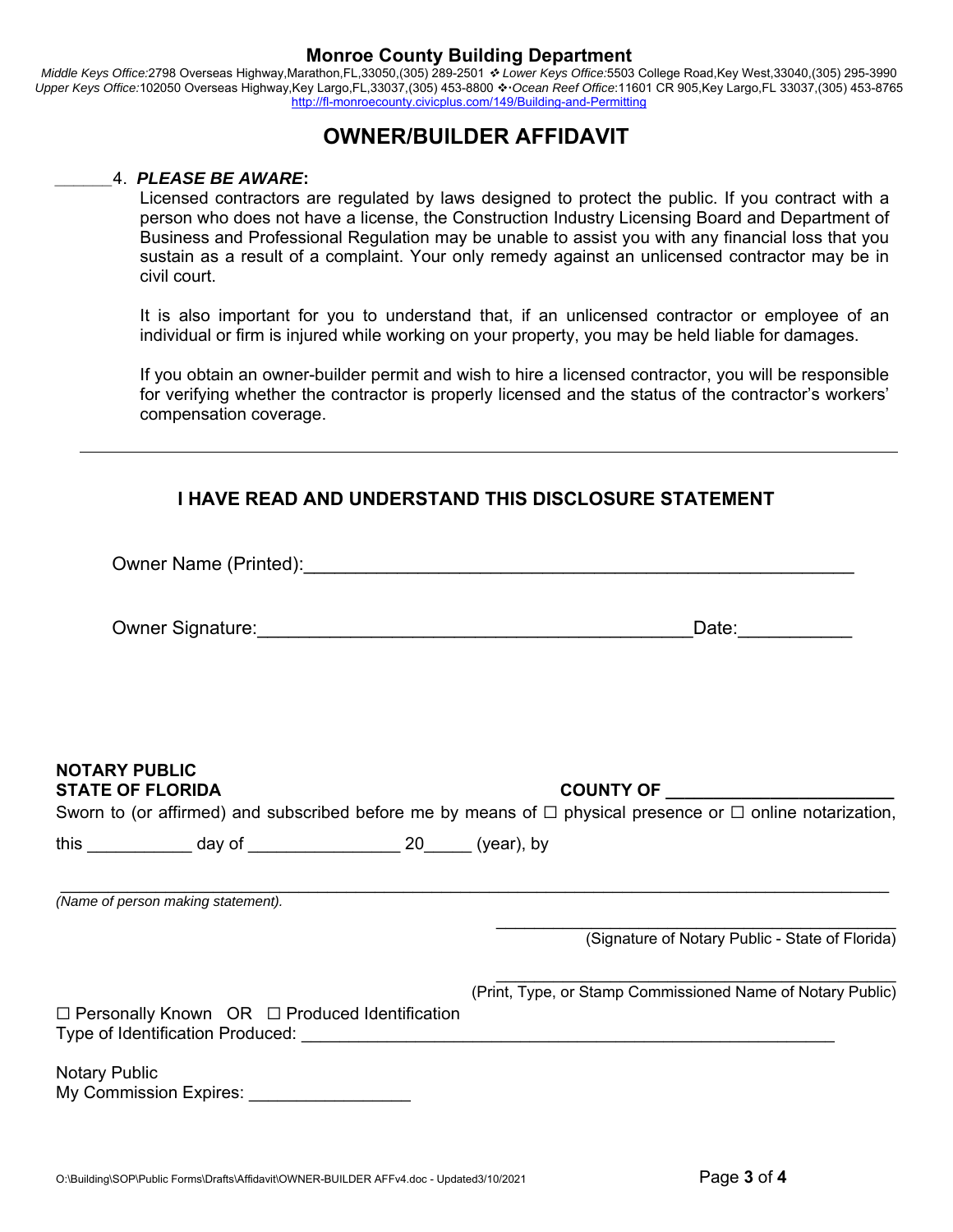**Monroe County Building Department**

*Middle Keys Office:*2798 Overseas Highway,Marathon,FL,33050,(305) 289-2501 ❖ *Lower Keys Office:*5503 College Road,Key West,33040,(305) 295-3990
*Upper Keys Office:*102050 Overseas Highway,Key Largo,FL,33037,(305) 453-8800 ❖ *Ocean Reef Office:*11601 CR 905,Key Largo,FL 33037,(305) 453-8765
http://fl-monroecounty.civicplus.com/149/Building-and-Permitting

# OWNER/BUILDER AFFIDAVIT

______4. ***PLEASE BE AWARE*:**

Licensed contractors are regulated by laws designed to protect the public. If you contract with a person who does not have a license, the Construction Industry Licensing Board and Department of Business and Professional Regulation may be unable to assist you with any financial loss that you sustain as a result of a complaint. Your only remedy against an unlicensed contractor may be in civil court.

It is also important for you to understand that, if an unlicensed contractor or employee of an individual or firm is injured while working on your property, you may be held liable for damages.

If you obtain an owner-builder permit and wish to hire a licensed contractor, you will be responsible for verifying whether the contractor is properly licensed and the status of the contractor's workers' compensation coverage.

---

## I HAVE READ AND UNDERSTAND THIS DISCLOSURE STATEMENT

Owner Name (Printed):_____________________________________________________

Owner Signature:__________________________________________Date:___________

**NOTARY PUBLIC**
**STATE OF FLORIDA** **COUNTY OF ______________________**

Sworn to (or affirmed) and subscribed before me by means of ☐ physical presence or ☐ online notarization, this ___________ day of ________________ 20_____ (year), by

_________________________________________________________________________________
*(Name of person making statement).*

_______________________________________
(Signature of Notary Public - State of Florida)

_______________________________________
(Print, Type, or Stamp Commissioned Name of Notary Public)

☐ Personally Known OR ☐ Produced Identification
Type of Identification Produced: ________________________________________________________

Notary Public
My Commission Expires: ________________

O:\Building\SOP\Public Forms\Drafts\Affidavit\OWNER-BUILDER AFFv4.doc - Updated3/10/2021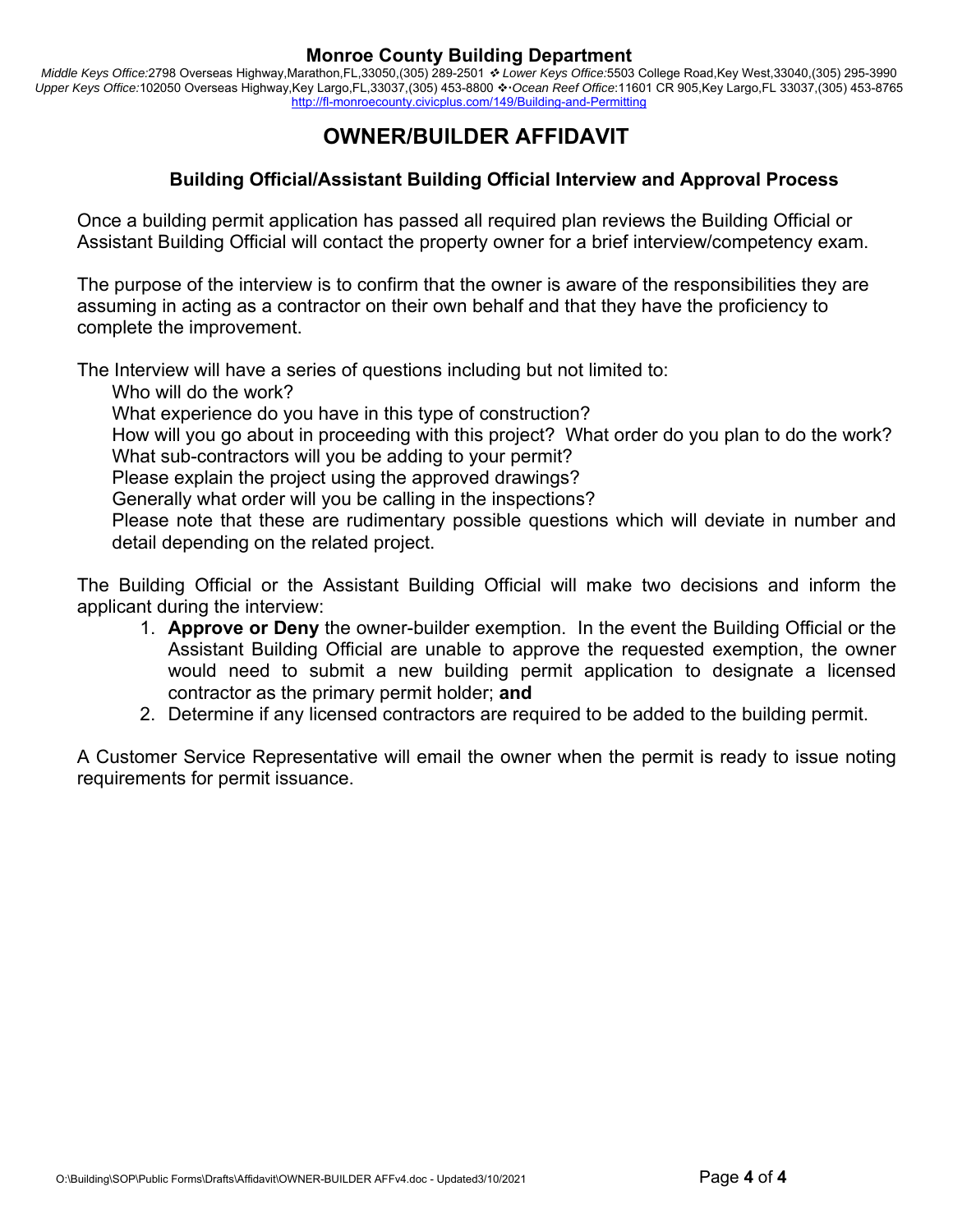# Monroe County Building Department

*Middle Keys Office:*2798 Overseas Highway,Marathon,FL,33050,(305) 289-2501 ❖ *Lower Keys Office:*5503 College Road,Key West,33040,(305) 295-3990
*Upper Keys Office:*102050 Overseas Highway,Key Largo,FL,33037,(305) 453-8800 ❖·*Ocean Reef Office*:11601 CR 905,Key Largo,FL 33037,(305) 453-8765
http://fl-monroecounty.civicplus.com/149/Building-and-Permitting

## OWNER/BUILDER AFFIDAVIT

### Building Official/Assistant Building Official Interview and Approval Process

Once a building permit application has passed all required plan reviews the Building Official or Assistant Building Official will contact the property owner for a brief interview/competency exam.

The purpose of the interview is to confirm that the owner is aware of the responsibilities they are assuming in acting as a contractor on their own behalf and that they have the proficiency to complete the improvement.

The Interview will have a series of questions including but not limited to:

Who will do the work?
What experience do you have in this type of construction?
How will you go about in proceeding with this project? What order do you plan to do the work?
What sub-contractors will you be adding to your permit?
Please explain the project using the approved drawings?
Generally what order will you be calling in the inspections?
Please note that these are rudimentary possible questions which will deviate in number and detail depending on the related project.

The Building Official or the Assistant Building Official will make two decisions and inform the applicant during the interview:

1. **Approve or Deny** the owner-builder exemption. In the event the Building Official or the Assistant Building Official are unable to approve the requested exemption, the owner would need to submit a new building permit application to designate a licensed contractor as the primary permit holder; **and**
2. Determine if any licensed contractors are required to be added to the building permit.

A Customer Service Representative will email the owner when the permit is ready to issue noting requirements for permit issuance.

O:\Building\SOP\Public Forms\Drafts\Affidavit\OWNER-BUILDER AFFv4.doc - Updated3/10/2021